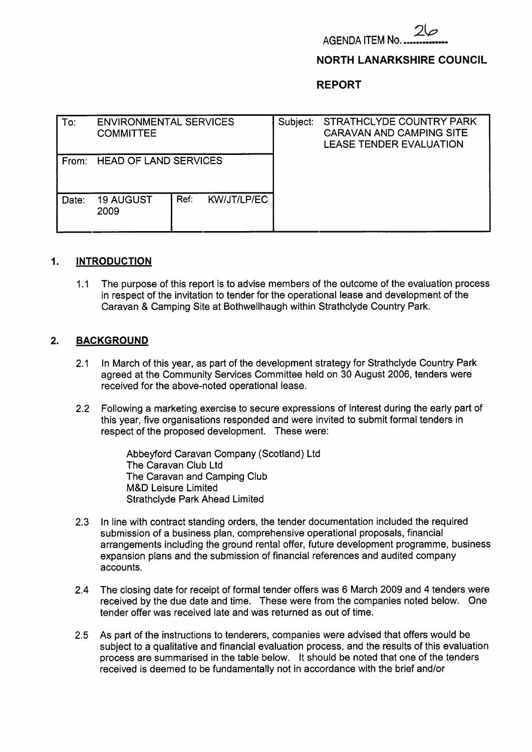AGENDA ITEM No. 26

**NORTH LANARKSHIRE COUNCIL**

**REPORT**

| To: ENVIRONMENTAL SERVICES COMMITTEE | | | Subject: STRATHCLYDE COUNTRY PARK CARAVAN AND CAMPING SITE LEASE TENDER EVALUATION |
|---|---|---|---|
| From: HEAD OF LAND SERVICES | | | |
| Date: 19 AUGUST 2009 | Ref: | KW/JT/LP/EC | |

## 1. INTRODUCTION

1.1 The purpose of this report is to advise members of the outcome of the evaluation process in respect of the invitation to tender for the operational lease and development of the Caravan & Camping Site at Bothwellhaugh within Strathclyde Country Park.

## 2. BACKGROUND

2.1 In March of this year, as part of the development strategy for Strathclyde Country Park agreed at the Community Services Committee held on 30 August 2006, tenders were received for the above-noted operational lease.

2.2 Following a marketing exercise to secure expressions of interest during the early part of this year, five organisations responded and were invited to submit formal tenders in respect of the proposed development. These were:

Abbeyford Caravan Company (Scotland) Ltd
The Caravan Club Ltd
The Caravan and Camping Club
M&D Leisure Limited
Strathclyde Park Ahead Limited

2.3 In line with contract standing orders, the tender documentation included the required submission of a business plan, comprehensive operational proposals, financial arrangements including the ground rental offer, future development programme, business expansion plans and the submission of financial references and audited company accounts.

2.4 The closing date for receipt of formal tender offers was 6 March 2009 and 4 tenders were received by the due date and time. These were from the companies noted below. One tender offer was received late and was returned as out of time.

2.5 As part of the instructions to tenderers, companies were advised that offers would be subject to a qualitative and financial evaluation process, and the results of this evaluation process are summarised in the table below. It should be noted that one of the tenders received is deemed to be fundamentally not in accordance with the brief and/or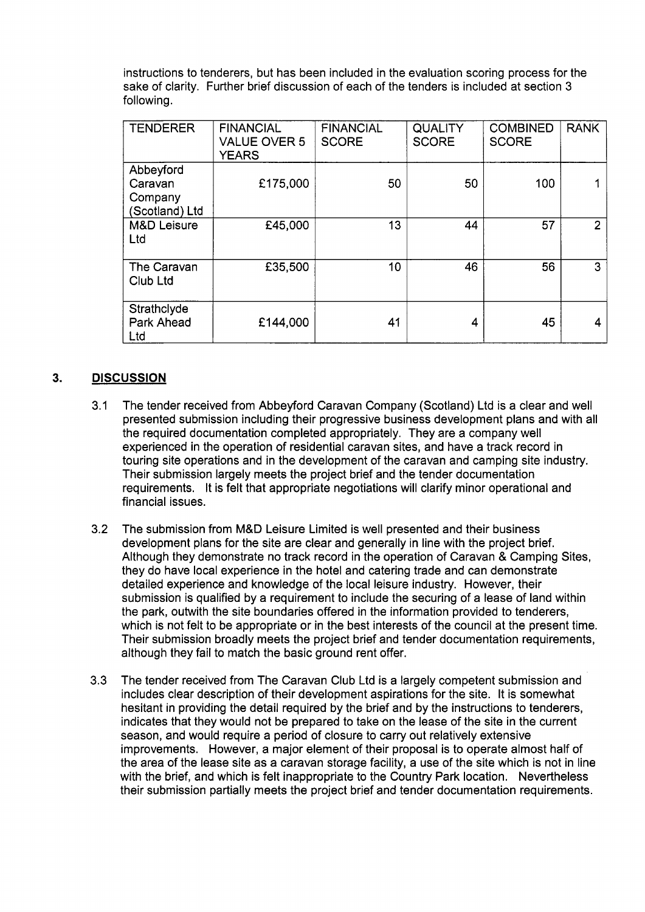instructions to tenderers, but has been included in the evaluation scoring process for the sake of clarity. Further brief discussion of each of the tenders is included at section 3 following.

| TENDERER | FINANCIAL VALUE OVER 5 YEARS | FINANCIAL SCORE | QUALITY SCORE | COMBINED SCORE | RANK |
|---|---|---|---|---|---|
| Abbeyford Caravan Company (Scotland) Ltd | £175,000 | 50 | 50 | 100 | 1 |
| M&D Leisure Ltd | £45,000 | 13 | 44 | 57 | 2 |
| The Caravan Club Ltd | £35,500 | 10 | 46 | 56 | 3 |
| Strathclyde Park Ahead Ltd | £144,000 | 41 | 4 | 45 | 4 |

## 3. DISCUSSION

3.1 The tender received from Abbeyford Caravan Company (Scotland) Ltd is a clear and well presented submission including their progressive business development plans and with all the required documentation completed appropriately. They are a company well experienced in the operation of residential caravan sites, and have a track record in touring site operations and in the development of the caravan and camping site industry. Their submission largely meets the project brief and the tender documentation requirements. It is felt that appropriate negotiations will clarify minor operational and financial issues.

3.2 The submission from M&D Leisure Limited is well presented and their business development plans for the site are clear and generally in line with the project brief. Although they demonstrate no track record in the operation of Caravan & Camping Sites, they do have local experience in the hotel and catering trade and can demonstrate detailed experience and knowledge of the local leisure industry. However, their submission is qualified by a requirement to include the securing of a lease of land within the park, outwith the site boundaries offered in the information provided to tenderers, which is not felt to be appropriate or in the best interests of the council at the present time. Their submission broadly meets the project brief and tender documentation requirements, although they fail to match the basic ground rent offer.

3.3 The tender received from The Caravan Club Ltd is a largely competent submission and includes clear description of their development aspirations for the site. It is somewhat hesitant in providing the detail required by the brief and by the instructions to tenderers, indicates that they would not be prepared to take on the lease of the site in the current season, and would require a period of closure to carry out relatively extensive improvements. However, a major element of their proposal is to operate almost half of the area of the lease site as a caravan storage facility, a use of the site which is not in line with the brief, and which is felt inappropriate to the Country Park location. Nevertheless their submission partially meets the project brief and tender documentation requirements.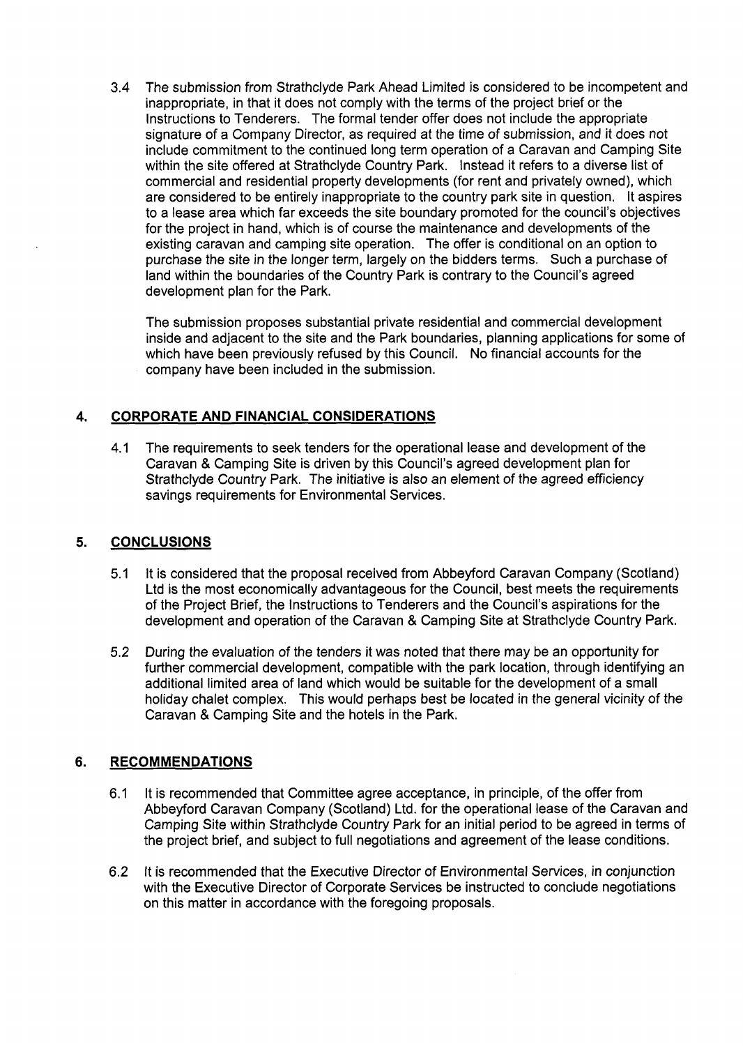3.4 The submission from Strathclyde Park Ahead Limited is considered to be incompetent and inappropriate, in that it does not comply with the terms of the project brief or the Instructions to Tenderers. The formal tender offer does not include the appropriate signature of a Company Director, as required at the time of submission, and it does not include commitment to the continued long term operation of a Caravan and Camping Site within the site offered at Strathclyde Country Park. Instead it refers to a diverse list of commercial and residential property developments (for rent and privately owned), which are considered to be entirely inappropriate to the country park site in question. It aspires to a lease area which far exceeds the site boundary promoted for the council's objectives for the project in hand, which is of course the maintenance and developments of the existing caravan and camping site operation. The offer is conditional on an option to purchase the site in the longer term, largely on the bidders terms. Such a purchase of land within the boundaries of the Country Park is contrary to the Council's agreed development plan for the Park.

The submission proposes substantial private residential and commercial development inside and adjacent to the site and the Park boundaries, planning applications for some of which have been previously refused by this Council. No financial accounts for the company have been included in the submission.

## 4. CORPORATE AND FINANCIAL CONSIDERATIONS

4.1 The requirements to seek tenders for the operational lease and development of the Caravan & Camping Site is driven by this Council's agreed development plan for Strathclyde Country Park. The initiative is also an element of the agreed efficiency savings requirements for Environmental Services.

## 5. CONCLUSIONS

5.1 It is considered that the proposal received from Abbeyford Caravan Company (Scotland) Ltd is the most economically advantageous for the Council, best meets the requirements of the Project Brief, the Instructions to Tenderers and the Council's aspirations for the development and operation of the Caravan & Camping Site at Strathclyde Country Park.

5.2 During the evaluation of the tenders it was noted that there may be an opportunity for further commercial development, compatible with the park location, through identifying an additional limited area of land which would be suitable for the development of a small holiday chalet complex. This would perhaps best be located in the general vicinity of the Caravan & Camping Site and the hotels in the Park.

## 6. RECOMMENDATIONS

6.1 It is recommended that Committee agree acceptance, in principle, of the offer from Abbeyford Caravan Company (Scotland) Ltd. for the operational lease of the Caravan and Camping Site within Strathclyde Country Park for an initial period to be agreed in terms of the project brief, and subject to full negotiations and agreement of the lease conditions.

6.2 It is recommended that the Executive Director of Environmental Services, in conjunction with the Executive Director of Corporate Services be instructed to conclude negotiations on this matter in accordance with the foregoing proposals.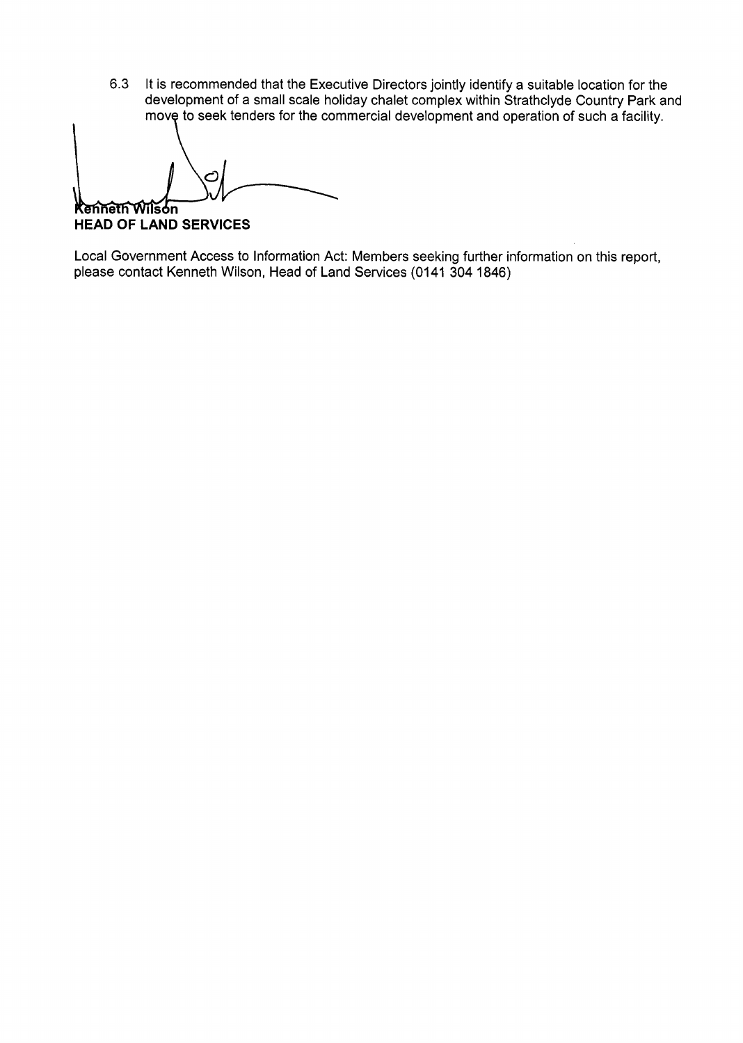6.3 It is recommended that the Executive Directors jointly identify a suitable location for the development of a small scale holiday chalet complex within Strathclyde Country Park and move to seek tenders for the commercial development and operation of such a facility.

Kenneth Wilson
**HEAD OF LAND SERVICES**

Local Government Access to Information Act: Members seeking further information on this report, please contact Kenneth Wilson, Head of Land Services (0141 304 1846)